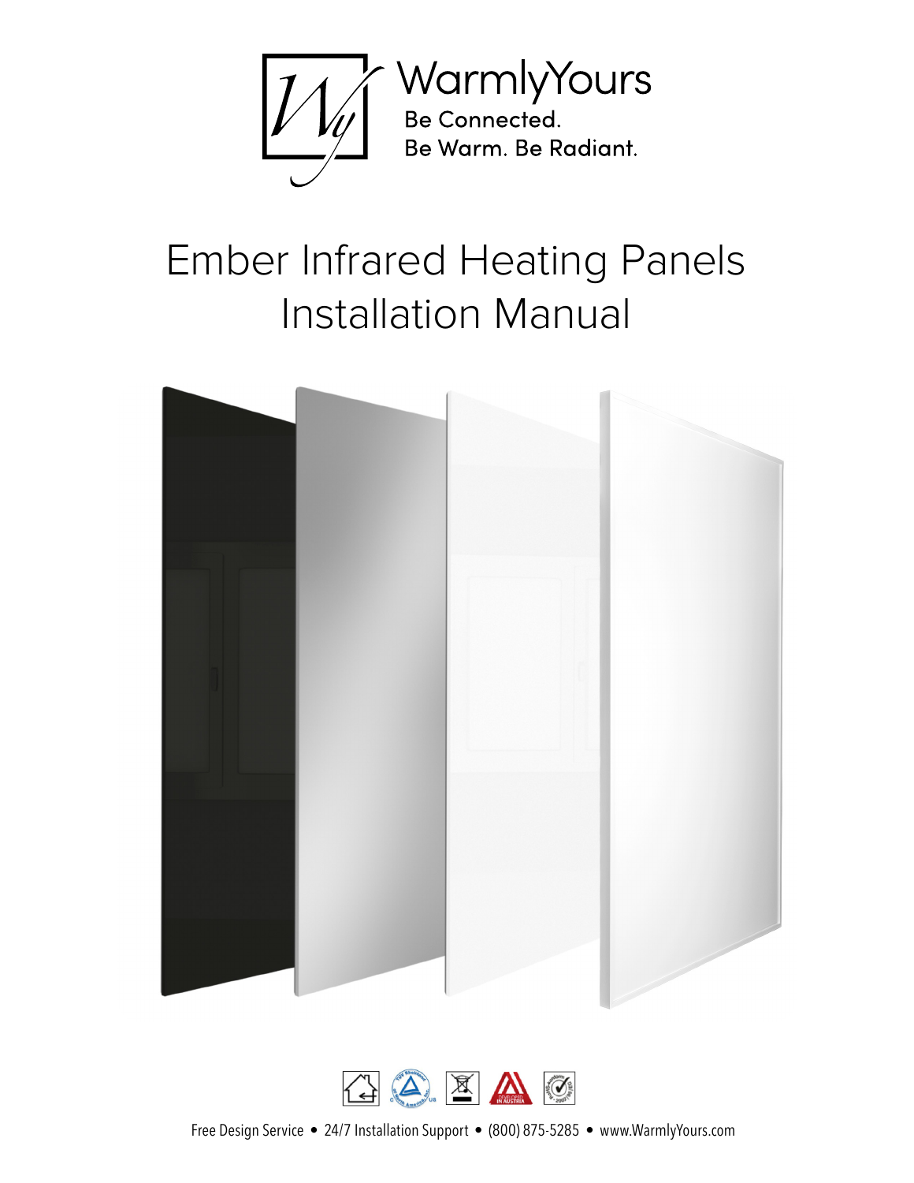WarmlyYours

Be Connected.
Be Warm. Be Radiant.

# Ember Infrared Heating Panels Installation Manual

Free Design Service • 24/7 Installation Support • (800) 875-5285 • www.WarmlyYours.com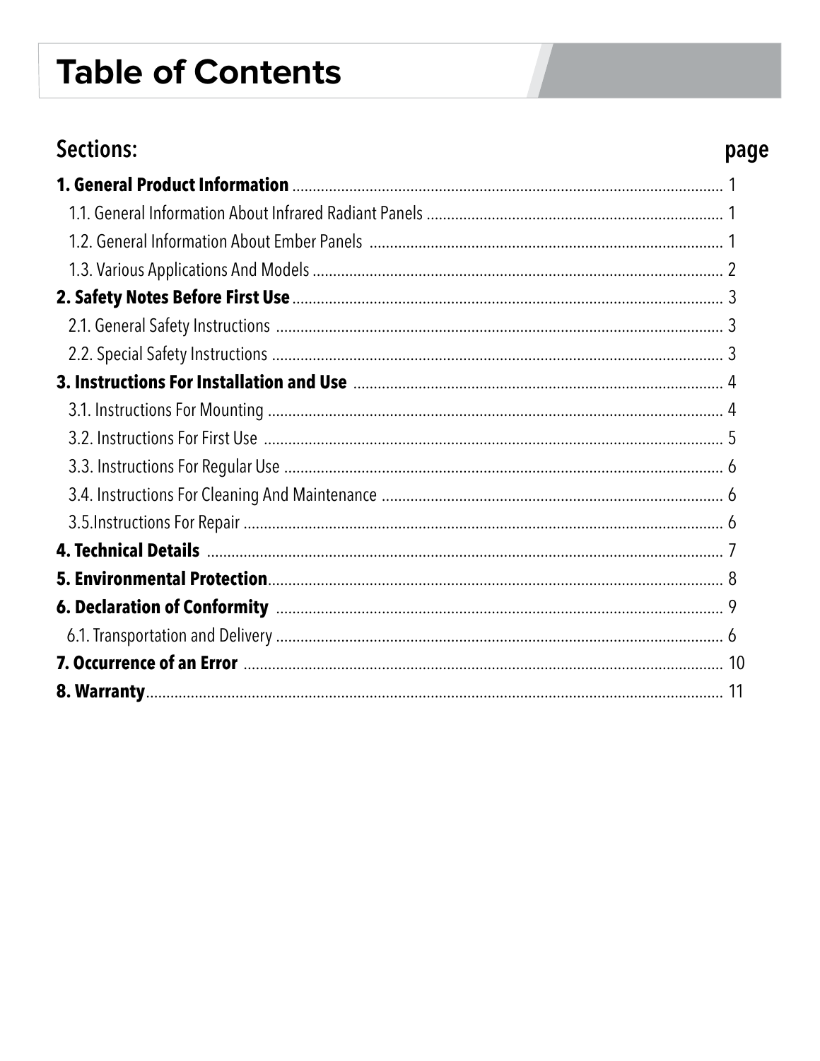# Table of Contents

| Sections: | page |
| --- | --- |
| **1. General Product Information** | 1 |
| 1.1. General Information About Infrared Radiant Panels | 1 |
| 1.2. General Information About Ember Panels | 1 |
| 1.3. Various Applications And Models | 2 |
| **2. Safety Notes Before First Use** | 3 |
| 2.1. General Safety Instructions | 3 |
| 2.2. Special Safety Instructions | 3 |
| **3. Instructions For Installation and Use** | 4 |
| 3.1. Instructions For Mounting | 4 |
| 3.2. Instructions For First Use | 5 |
| 3.3. Instructions For Regular Use | 6 |
| 3.4. Instructions For Cleaning And Maintenance | 6 |
| 3.5.Instructions For Repair | 6 |
| **4. Technical Details** | 7 |
| **5. Environmental Protection** | 8 |
| **6. Declaration of Conformity** | 9 |
| 6.1. Transportation and Delivery | 6 |
| **7. Occurrence of an Error** | 10 |
| **8. Warranty** | 11 |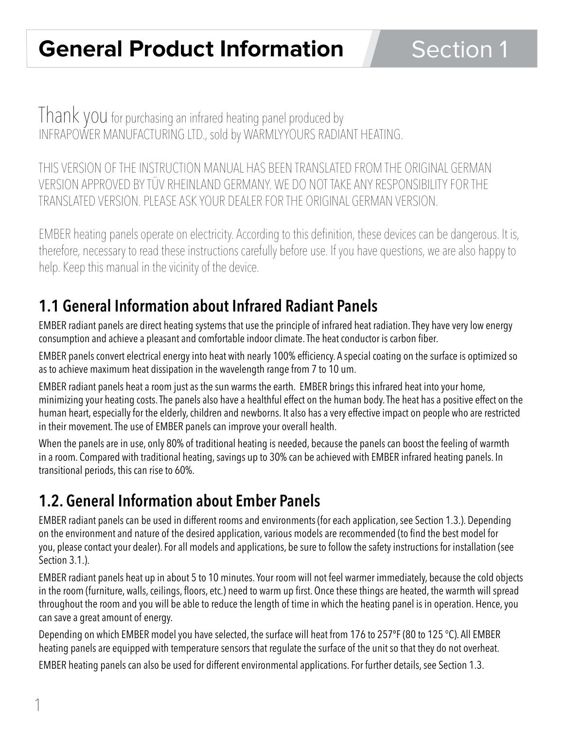# General Product Information — Section 1

Thank you for purchasing an infrared heating panel produced by INFRAPOWER MANUFACTURING LTD., sold by WARMLYYOURS RADIANT HEATING.

THIS VERSION OF THE INSTRUCTION MANUAL HAS BEEN TRANSLATED FROM THE ORIGINAL GERMAN VERSION APPROVED BY TÜV RHEINLAND GERMANY. WE DO NOT TAKE ANY RESPONSIBILITY FOR THE TRANSLATED VERSION. PLEASE ASK YOUR DEALER FOR THE ORIGINAL GERMAN VERSION.

EMBER heating panels operate on electricity. According to this definition, these devices can be dangerous. It is, therefore, necessary to read these instructions carefully before use. If you have questions, we are also happy to help. Keep this manual in the vicinity of the device.

## 1.1 General Information about Infrared Radiant Panels

EMBER radiant panels are direct heating systems that use the principle of infrared heat radiation. They have very low energy consumption and achieve a pleasant and comfortable indoor climate. The heat conductor is carbon fiber.

EMBER panels convert electrical energy into heat with nearly 100% efficiency. A special coating on the surface is optimized so as to achieve maximum heat dissipation in the wavelength range from 7 to 10 um.

EMBER radiant panels heat a room just as the sun warms the earth. EMBER brings this infrared heat into your home, minimizing your heating costs. The panels also have a healthful effect on the human body. The heat has a positive effect on the human heart, especially for the elderly, children and newborns. It also has a very effective impact on people who are restricted in their movement. The use of EMBER panels can improve your overall health.

When the panels are in use, only 80% of traditional heating is needed, because the panels can boost the feeling of warmth in a room. Compared with traditional heating, savings up to 30% can be achieved with EMBER infrared heating panels. In transitional periods, this can rise to 60%.

## 1.2. General Information about Ember Panels

EMBER radiant panels can be used in different rooms and environments (for each application, see Section 1.3.). Depending on the environment and nature of the desired application, various models are recommended (to find the best model for you, please contact your dealer). For all models and applications, be sure to follow the safety instructions for installation (see Section 3.1.).

EMBER radiant panels heat up in about 5 to 10 minutes. Your room will not feel warmer immediately, because the cold objects in the room (furniture, walls, ceilings, floors, etc.) need to warm up first. Once these things are heated, the warmth will spread throughout the room and you will be able to reduce the length of time in which the heating panel is in operation. Hence, you can save a great amount of energy.

Depending on which EMBER model you have selected, the surface will heat from 176 to 257°F (80 to 125 °C). All EMBER heating panels are equipped with temperature sensors that regulate the surface of the unit so that they do not overheat.

EMBER heating panels can also be used for different environmental applications. For further details, see Section 1.3.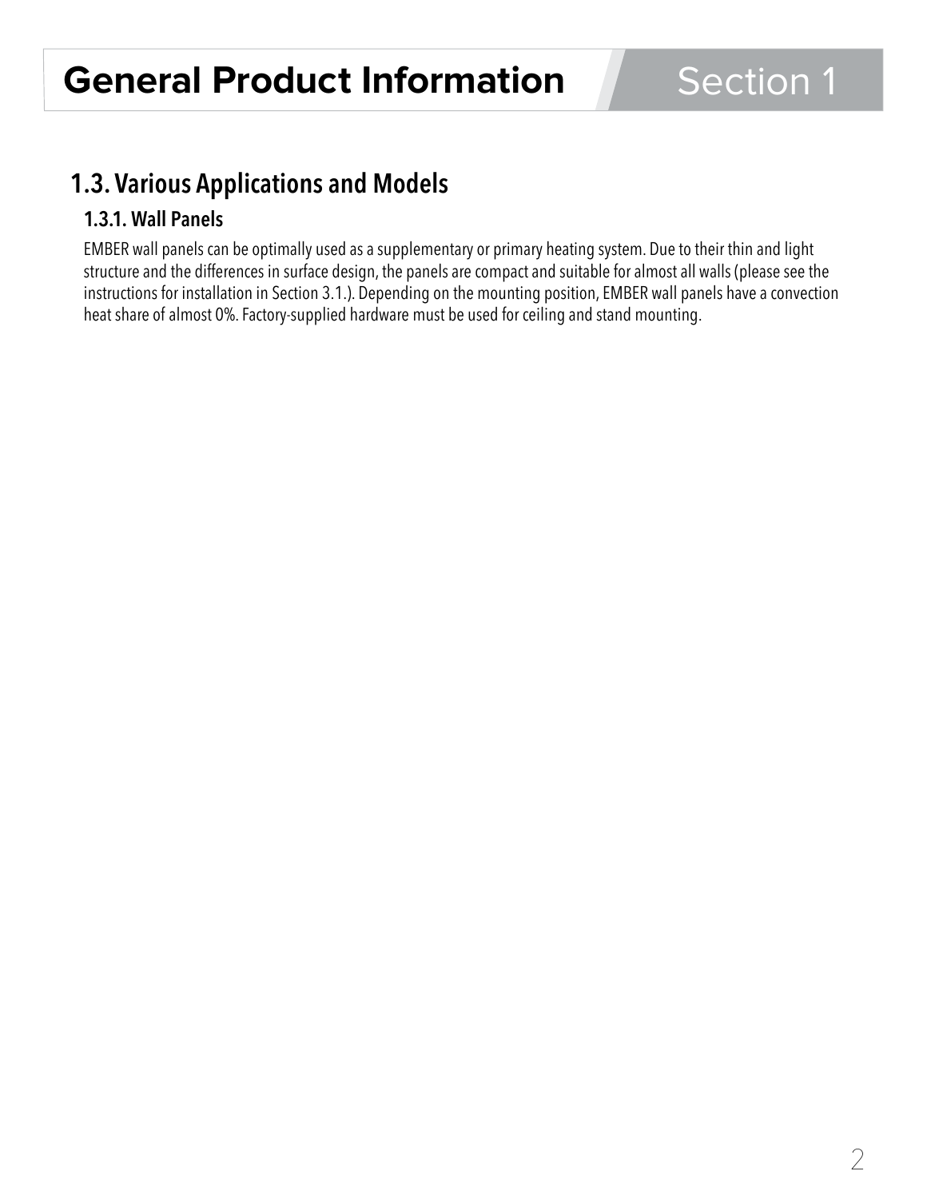# General Product Information

## 1.3. Various Applications and Models

### 1.3.1. Wall Panels

EMBER wall panels can be optimally used as a supplementary or primary heating system. Due to their thin and light structure and the differences in surface design, the panels are compact and suitable for almost all walls (please see the instructions for installation in Section 3.1.). Depending on the mounting position, EMBER wall panels have a convection heat share of almost 0%. Factory-supplied hardware must be used for ceiling and stand mounting.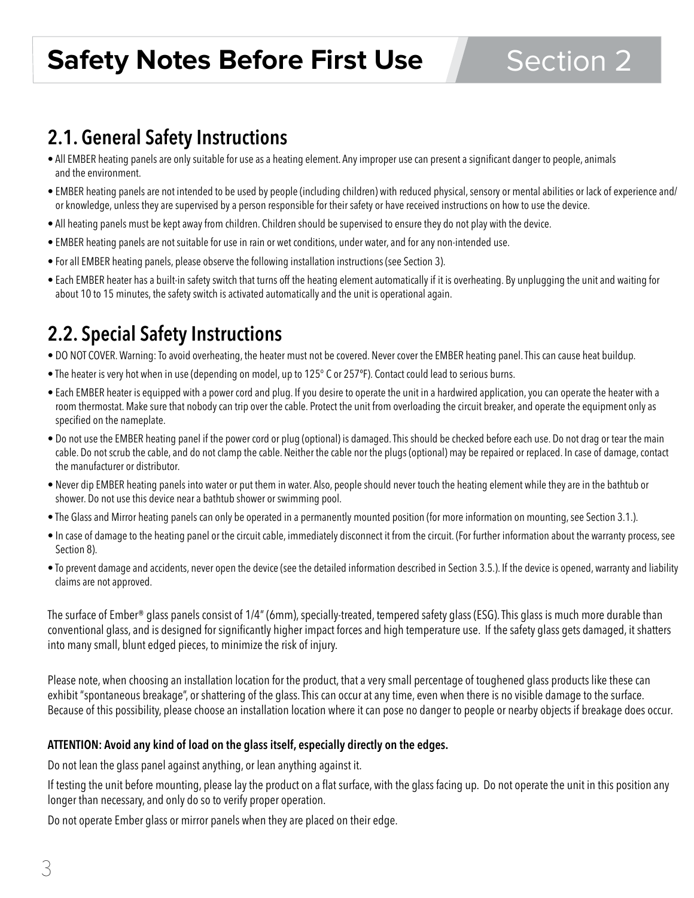# Safety Notes Before First Use — Section 2

## 2.1. General Safety Instructions

- All EMBER heating panels are only suitable for use as a heating element. Any improper use can present a significant danger to people, animals and the environment.
- EMBER heating panels are not intended to be used by people (including children) with reduced physical, sensory or mental abilities or lack of experience and/or knowledge, unless they are supervised by a person responsible for their safety or have received instructions on how to use the device.
- All heating panels must be kept away from children. Children should be supervised to ensure they do not play with the device.
- EMBER heating panels are not suitable for use in rain or wet conditions, under water, and for any non-intended use.
- For all EMBER heating panels, please observe the following installation instructions (see Section 3).
- Each EMBER heater has a built-in safety switch that turns off the heating element automatically if it is overheating. By unplugging the unit and waiting for about 10 to 15 minutes, the safety switch is activated automatically and the unit is operational again.

## 2.2. Special Safety Instructions

- DO NOT COVER. Warning: To avoid overheating, the heater must not be covered. Never cover the EMBER heating panel. This can cause heat buildup.
- The heater is very hot when in use (depending on model, up to 125° C or 257ºF). Contact could lead to serious burns.
- Each EMBER heater is equipped with a power cord and plug. If you desire to operate the unit in a hardwired application, you can operate the heater with a room thermostat. Make sure that nobody can trip over the cable. Protect the unit from overloading the circuit breaker, and operate the equipment only as specified on the nameplate.
- Do not use the EMBER heating panel if the power cord or plug (optional) is damaged. This should be checked before each use. Do not drag or tear the main cable. Do not scrub the cable, and do not clamp the cable. Neither the cable nor the plugs (optional) may be repaired or replaced. In case of damage, contact the manufacturer or distributor.
- Never dip EMBER heating panels into water or put them in water. Also, people should never touch the heating element while they are in the bathtub or shower. Do not use this device near a bathtub shower or swimming pool.
- The Glass and Mirror heating panels can only be operated in a permanently mounted position (for more information on mounting, see Section 3.1.).
- In case of damage to the heating panel or the circuit cable, immediately disconnect it from the circuit. (For further information about the warranty process, see Section 8).
- To prevent damage and accidents, never open the device (see the detailed information described in Section 3.5.). If the device is opened, warranty and liability claims are not approved.

The surface of Ember® glass panels consist of 1/4" (6mm), specially-treated, tempered safety glass (ESG). This glass is much more durable than conventional glass, and is designed for significantly higher impact forces and high temperature use. If the safety glass gets damaged, it shatters into many small, blunt edged pieces, to minimize the risk of injury.

Please note, when choosing an installation location for the product, that a very small percentage of toughened glass products like these can exhibit "spontaneous breakage", or shattering of the glass. This can occur at any time, even when there is no visible damage to the surface. Because of this possibility, please choose an installation location where it can pose no danger to people or nearby objects if breakage does occur.

**ATTENTION: Avoid any kind of load on the glass itself, especially directly on the edges.**

Do not lean the glass panel against anything, or lean anything against it.

If testing the unit before mounting, please lay the product on a flat surface, with the glass facing up. Do not operate the unit in this position any longer than necessary, and only do so to verify proper operation.

Do not operate Ember glass or mirror panels when they are placed on their edge.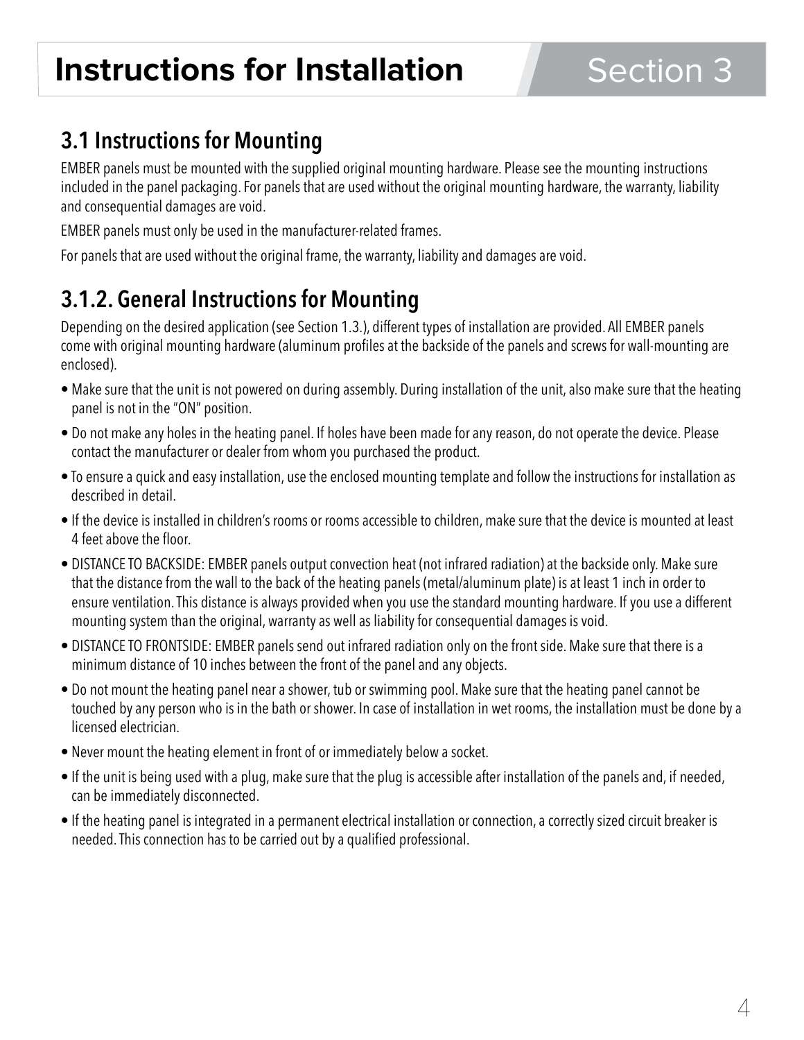# Instructions for Installation — Section 3

## 3.1 Instructions for Mounting

EMBER panels must be mounted with the supplied original mounting hardware. Please see the mounting instructions included in the panel packaging. For panels that are used without the original mounting hardware, the warranty, liability and consequential damages are void.

EMBER panels must only be used in the manufacturer-related frames.

For panels that are used without the original frame, the warranty, liability and damages are void.

## 3.1.2. General Instructions for Mounting

Depending on the desired application (see Section 1.3.), different types of installation are provided. All EMBER panels come with original mounting hardware (aluminum profiles at the backside of the panels and screws for wall-mounting are enclosed).

- Make sure that the unit is not powered on during assembly. During installation of the unit, also make sure that the heating panel is not in the "ON" position.
- Do not make any holes in the heating panel. If holes have been made for any reason, do not operate the device. Please contact the manufacturer or dealer from whom you purchased the product.
- To ensure a quick and easy installation, use the enclosed mounting template and follow the instructions for installation as described in detail.
- If the device is installed in children's rooms or rooms accessible to children, make sure that the device is mounted at least 4 feet above the floor.
- DISTANCE TO BACKSIDE: EMBER panels output convection heat (not infrared radiation) at the backside only. Make sure that the distance from the wall to the back of the heating panels (metal/aluminum plate) is at least 1 inch in order to ensure ventilation. This distance is always provided when you use the standard mounting hardware. If you use a different mounting system than the original, warranty as well as liability for consequential damages is void.
- DISTANCE TO FRONTSIDE: EMBER panels send out infrared radiation only on the front side. Make sure that there is a minimum distance of 10 inches between the front of the panel and any objects.
- Do not mount the heating panel near a shower, tub or swimming pool. Make sure that the heating panel cannot be touched by any person who is in the bath or shower. In case of installation in wet rooms, the installation must be done by a licensed electrician.
- Never mount the heating element in front of or immediately below a socket.
- If the unit is being used with a plug, make sure that the plug is accessible after installation of the panels and, if needed, can be immediately disconnected.
- If the heating panel is integrated in a permanent electrical installation or connection, a correctly sized circuit breaker is needed. This connection has to be carried out by a qualified professional.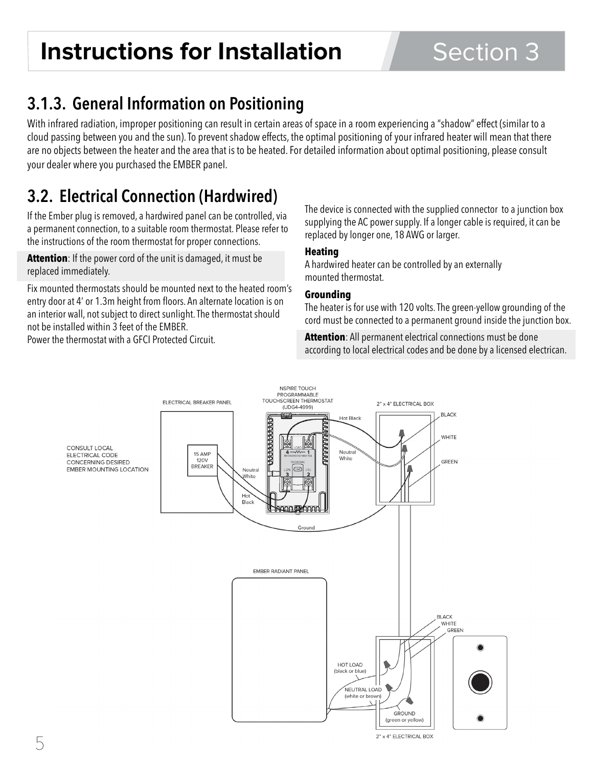# Instructions for Installation — Section 3

## 3.1.3. General Information on Positioning

With infrared radiation, improper positioning can result in certain areas of space in a room experiencing a “shadow” effect (similar to a cloud passing between you and the sun). To prevent shadow effects, the optimal positioning of your infrared heater will mean that there are no objects between the heater and the area that is to be heated. For detailed information about optimal positioning, please consult your dealer where you purchased the EMBER panel.

## 3.2. Electrical Connection (Hardwired)

If the Ember plug is removed, a hardwired panel can be controlled, via a permanent connection, to a suitable room thermostat. Please refer to the instructions of the room thermostat for proper connections.

**Attention**: If the power cord of the unit is damaged, it must be replaced immediately.

Fix mounted thermostats should be mounted next to the heated room’s entry door at 4’ or 1.3m height from floors. An alternate location is on an interior wall, not subject to direct sunlight. The thermostat should not be installed within 3 feet of the EMBER.
Power the thermostat with a GFCI Protected Circuit.

The device is connected with the supplied connector to a junction box supplying the AC power supply. If a longer cable is required, it can be replaced by longer one, 18 AWG or larger.

**Heating**

A hardwired heater can be controlled by an externally mounted thermostat.

**Grounding**

The heater is for use with 120 volts. The green-yellow grounding of the cord must be connected to a permanent ground inside the junction box.

**Attention**: All permanent electrical connections must be done according to local electrical codes and be done by a licensed electrican.

ELECTRICAL BREAKER PANEL

CONSULT LOCAL ELECTRICAL CODE CONCERNING DESIRED EMBER MOUNTING LOCATION

15 AMP 120V BREAKER

NSPIRE TOUCH PROGRAMMABLE TOUCHSCREEN THERMOSTAT (UDG4-4999)

Hot Black

Neutral White

Neutral White

Hot Black

Ground

2" x 4" ELECTRICAL BOX

BLACK

WHITE

GREEN

EMBER RADIANT PANEL

BLACK

WHITE

GREEN

HOT LOAD (black or blue)

NEUTRAL LOAD (white or brown)

GROUND (green or yellow)

2" x 4" ELECTRICAL BOX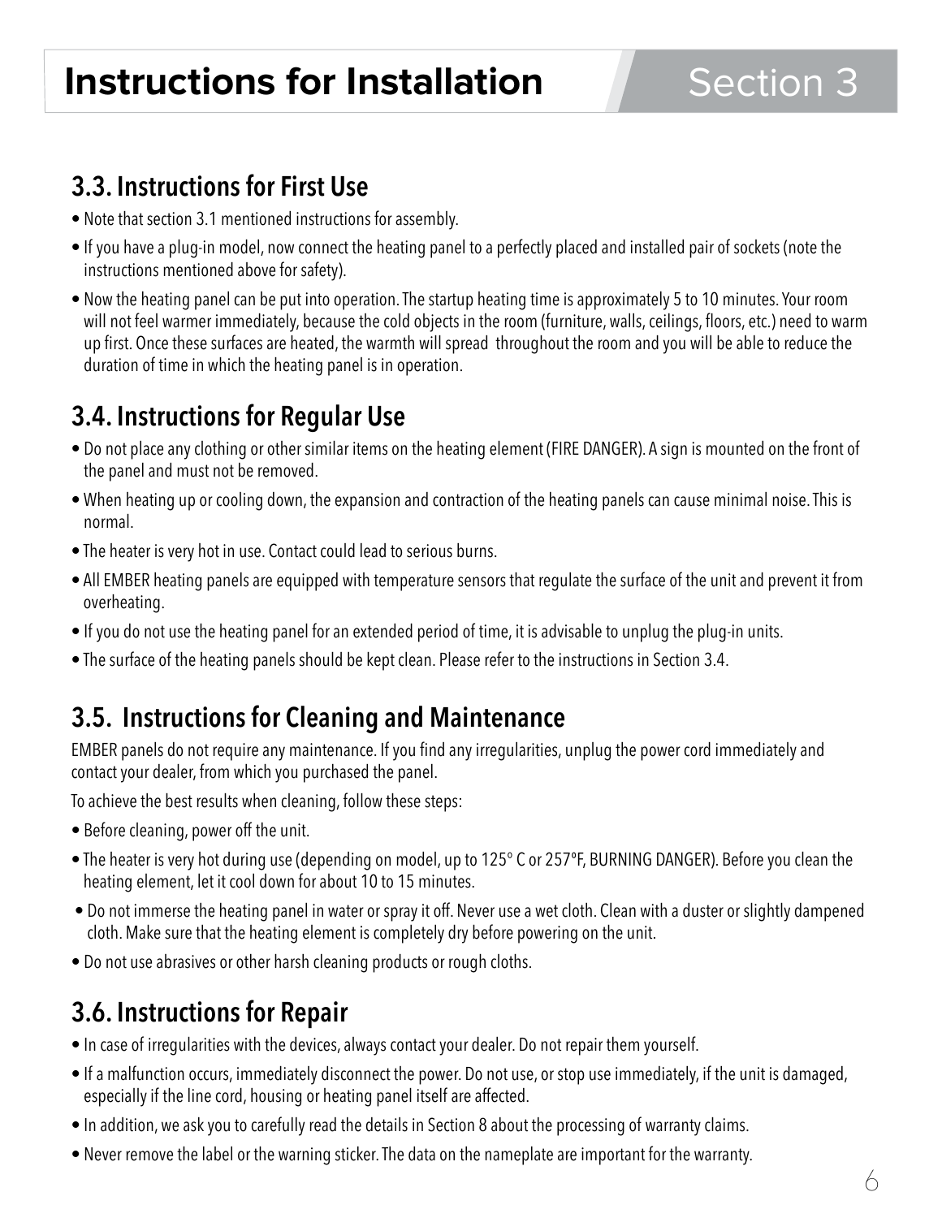# Instructions for Installation

Section 3

## 3.3. Instructions for First Use

- Note that section 3.1 mentioned instructions for assembly.
- If you have a plug-in model, now connect the heating panel to a perfectly placed and installed pair of sockets (note the instructions mentioned above for safety).
- Now the heating panel can be put into operation. The startup heating time is approximately 5 to 10 minutes. Your room will not feel warmer immediately, because the cold objects in the room (furniture, walls, ceilings, floors, etc.) need to warm up first. Once these surfaces are heated, the warmth will spread throughout the room and you will be able to reduce the duration of time in which the heating panel is in operation.

## 3.4. Instructions for Regular Use

- Do not place any clothing or other similar items on the heating element (FIRE DANGER). A sign is mounted on the front of the panel and must not be removed.
- When heating up or cooling down, the expansion and contraction of the heating panels can cause minimal noise. This is normal.
- The heater is very hot in use. Contact could lead to serious burns.
- All EMBER heating panels are equipped with temperature sensors that regulate the surface of the unit and prevent it from overheating.
- If you do not use the heating panel for an extended period of time, it is advisable to unplug the plug-in units.
- The surface of the heating panels should be kept clean. Please refer to the instructions in Section 3.4.

## 3.5. Instructions for Cleaning and Maintenance

EMBER panels do not require any maintenance. If you find any irregularities, unplug the power cord immediately and contact your dealer, from which you purchased the panel.

To achieve the best results when cleaning, follow these steps:

- Before cleaning, power off the unit.
- The heater is very hot during use (depending on model, up to 125° C or 257°F, BURNING DANGER). Before you clean the heating element, let it cool down for about 10 to 15 minutes.
- Do not immerse the heating panel in water or spray it off. Never use a wet cloth. Clean with a duster or slightly dampened cloth. Make sure that the heating element is completely dry before powering on the unit.
- Do not use abrasives or other harsh cleaning products or rough cloths.

## 3.6. Instructions for Repair

- In case of irregularities with the devices, always contact your dealer. Do not repair them yourself.
- If a malfunction occurs, immediately disconnect the power. Do not use, or stop use immediately, if the unit is damaged, especially if the line cord, housing or heating panel itself are affected.
- In addition, we ask you to carefully read the details in Section 8 about the processing of warranty claims.
- Never remove the label or the warning sticker. The data on the nameplate are important for the warranty.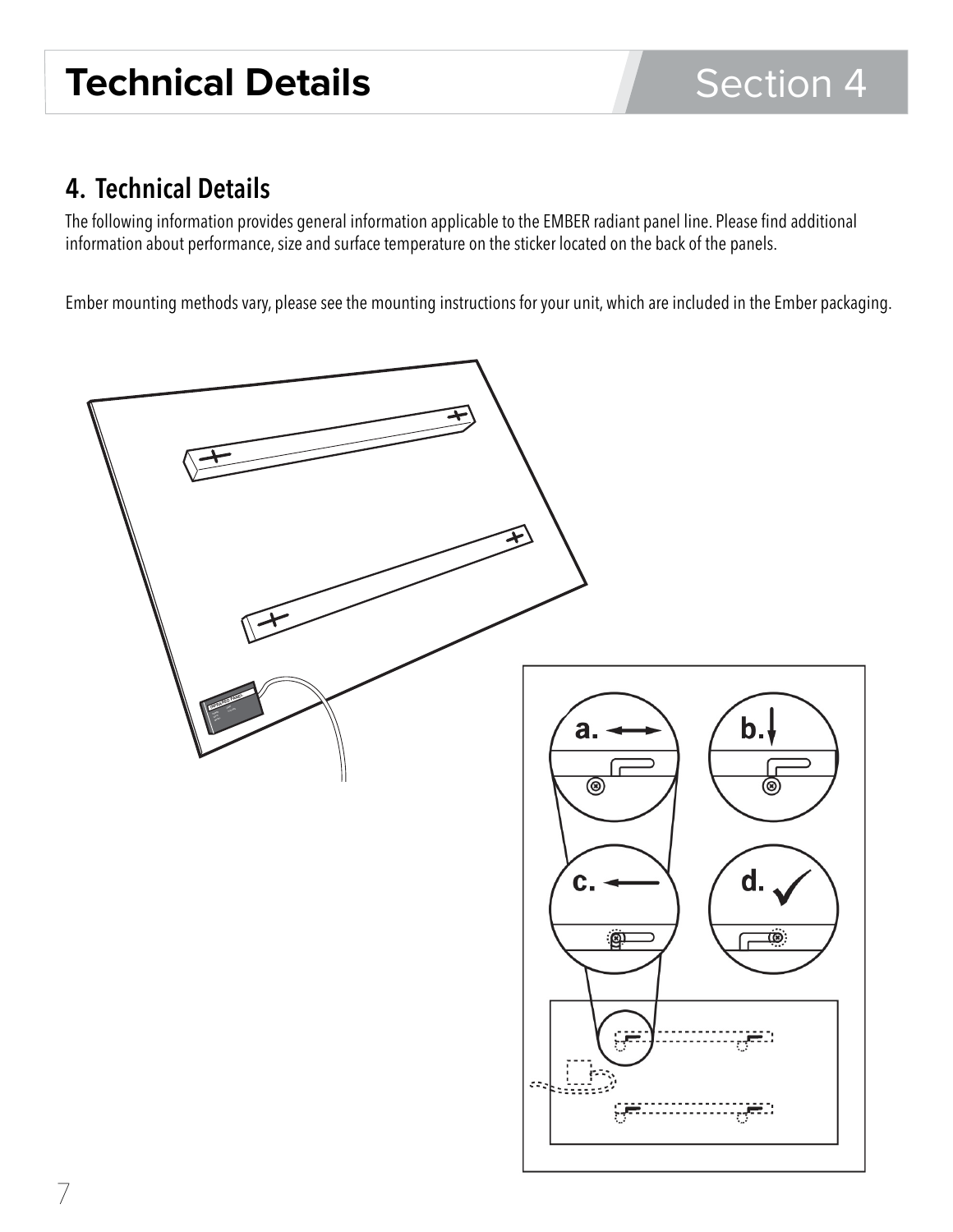## 4. Technical Details

The following information provides general information applicable to the EMBER radiant panel line. Please find additional information about performance, size and surface temperature on the sticker located on the back of the panels.

Ember mounting methods vary, please see the mounting instructions for your unit, which are included in the Ember packaging.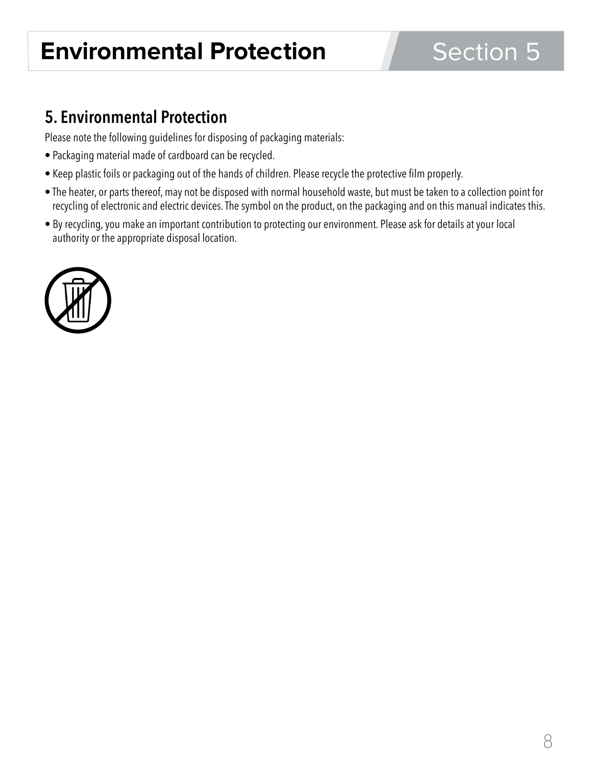# Environmental Protection

## 5. Environmental Protection

Please note the following guidelines for disposing of packaging materials:

- Packaging material made of cardboard can be recycled.
- Keep plastic foils or packaging out of the hands of children. Please recycle the protective film properly.
- The heater, or parts thereof, may not be disposed with normal household waste, but must be taken to a collection point for recycling of electronic and electric devices. The symbol on the product, on the packaging and on this manual indicates this.
- By recycling, you make an important contribution to protecting our environment. Please ask for details at your local authority or the appropriate disposal location.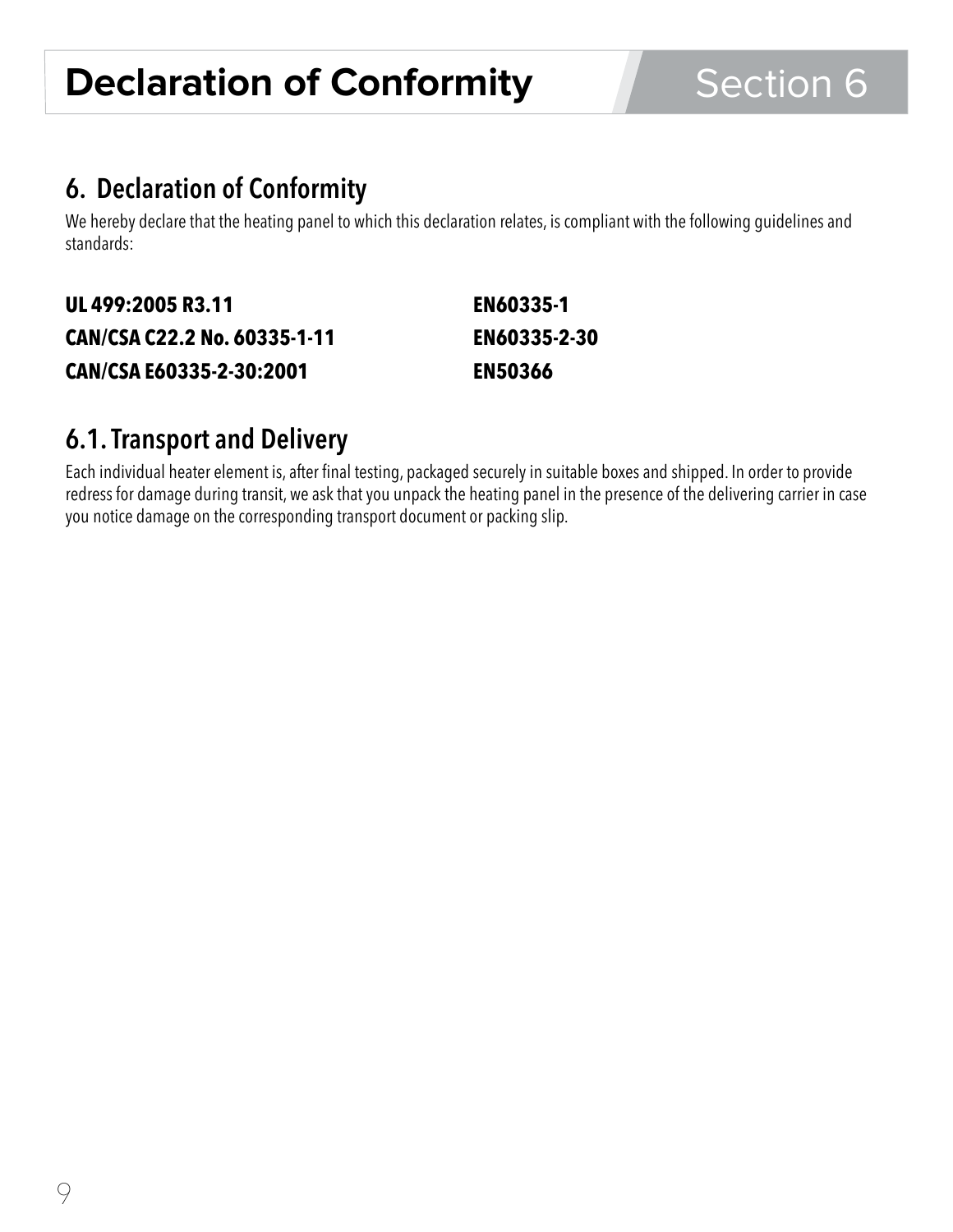# Declaration of Conformity

## 6. Declaration of Conformity

We hereby declare that the heating panel to which this declaration relates, is compliant with the following guidelines and standards:

| | |
|---|---|
| **UL 499:2005 R3.11** | **EN60335-1** |
| **CAN/CSA C22.2 No. 60335-1-11** | **EN60335-2-30** |
| **CAN/CSA E60335-2-30:2001** | **EN50366** |

## 6.1. Transport and Delivery

Each individual heater element is, after final testing, packaged securely in suitable boxes and shipped. In order to provide redress for damage during transit, we ask that you unpack the heating panel in the presence of the delivering carrier in case you notice damage on the corresponding transport document or packing slip.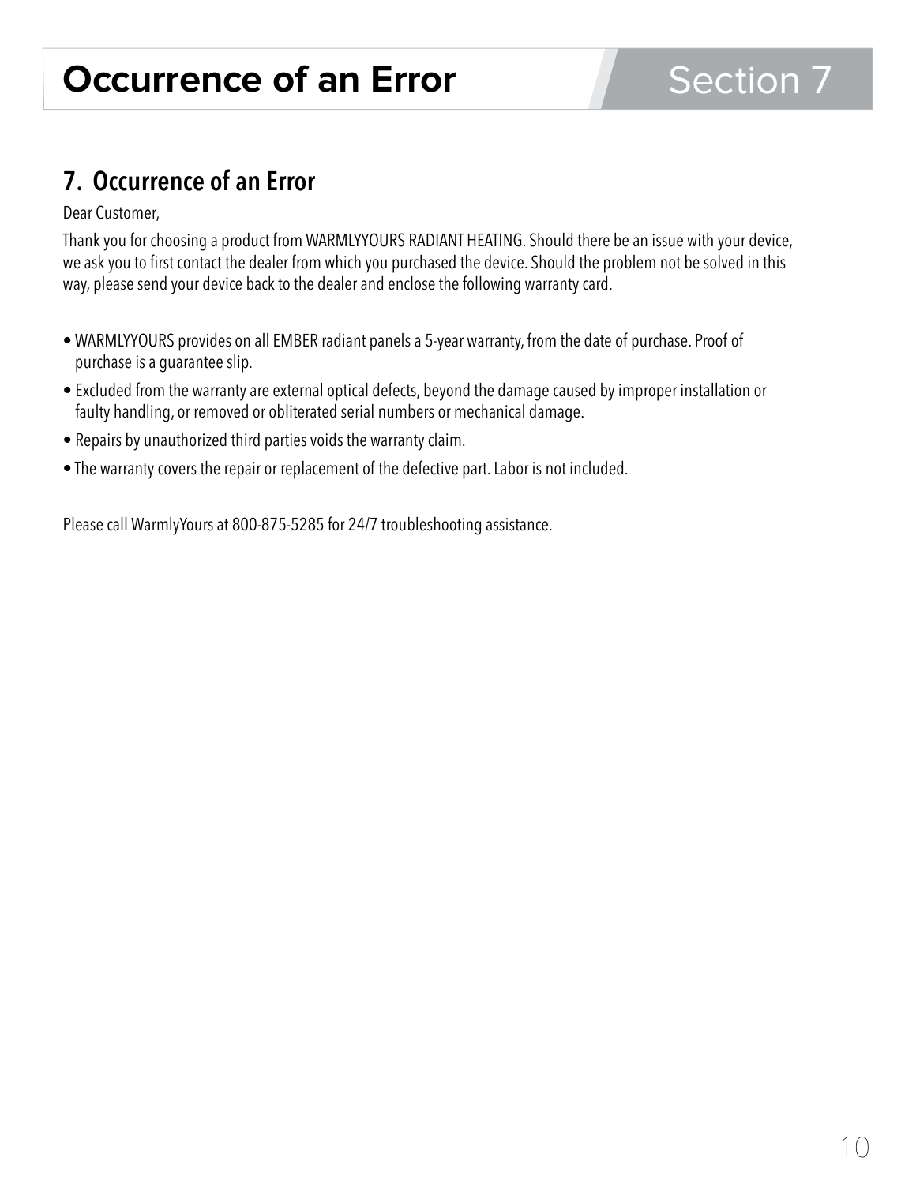# Occurrence of an Error

## 7. Occurrence of an Error

Dear Customer,

Thank you for choosing a product from WARMLYYOURS RADIANT HEATING. Should there be an issue with your device, we ask you to first contact the dealer from which you purchased the device. Should the problem not be solved in this way, please send your device back to the dealer and enclose the following warranty card.

- WARMLYYOURS provides on all EMBER radiant panels a 5-year warranty, from the date of purchase. Proof of purchase is a guarantee slip.
- Excluded from the warranty are external optical defects, beyond the damage caused by improper installation or faulty handling, or removed or obliterated serial numbers or mechanical damage.
- Repairs by unauthorized third parties voids the warranty claim.
- The warranty covers the repair or replacement of the defective part. Labor is not included.

Please call WarmlyYours at 800-875-5285 for 24/7 troubleshooting assistance.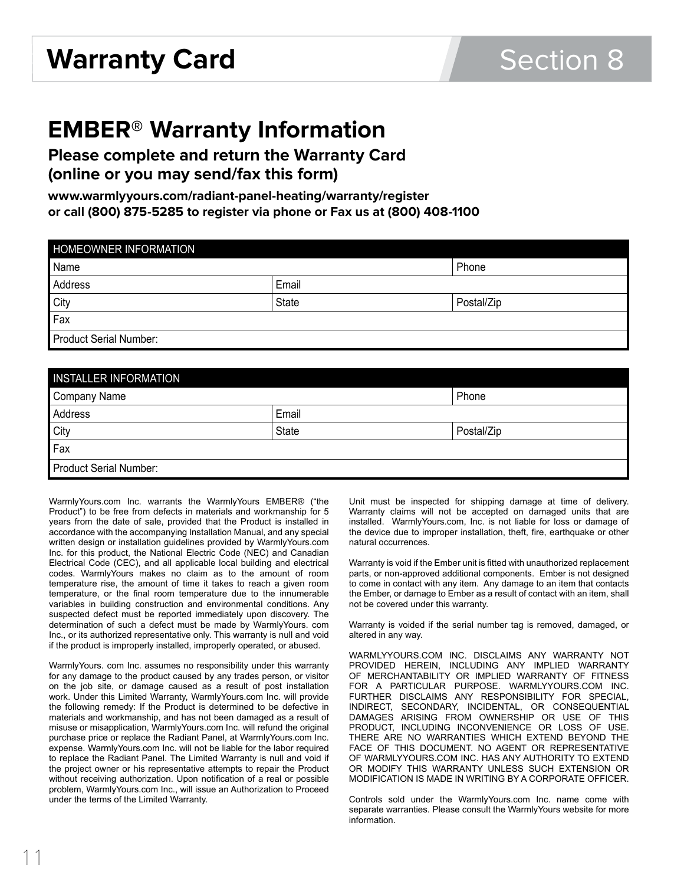# Warranty Card

Section 8

## EMBER® Warranty Information

### Please complete and return the Warranty Card (online or you may send/fax this form)

**www.warmlyyours.com/radiant-panel-heating/warranty/register**
**or call (800) 875-5285 to register via phone or Fax us at (800) 408-1100**

| HOMEOWNER INFORMATION | | |
|---|---|---|
| Name | | Phone |
| Address | Email | |
| City | State | Postal/Zip |
| Fax | | |
| Product Serial Number: | | |

| INSTALLER INFORMATION | | |
|---|---|---|
| Company Name | | Phone |
| Address | Email | |
| City | State | Postal/Zip |
| Fax | | |
| Product Serial Number: | | |

WarmlyYours.com Inc. warrants the WarmlyYours EMBER® ("the Product") to be free from defects in materials and workmanship for 5 years from the date of sale, provided that the Product is installed in accordance with the accompanying Installation Manual, and any special written design or installation guidelines provided by WarmlyYours.com Inc. for this product, the National Electric Code (NEC) and Canadian Electrical Code (CEC), and all applicable local building and electrical codes. WarmlyYours makes no claim as to the amount of room temperature rise, the amount of time it takes to reach a given room temperature, or the final room temperature due to the innumerable variables in building construction and environmental conditions. Any suspected defect must be reported immediately upon discovery. The determination of such a defect must be made by WarmlyYours. com Inc., or its authorized representative only. This warranty is null and void if the product is improperly installed, improperly operated, or abused.

WarmlyYours. com Inc. assumes no responsibility under this warranty for any damage to the product caused by any trades person, or visitor on the job site, or damage caused as a result of post installation work. Under this Limited Warranty, WarmlyYours.com Inc. will provide the following remedy: If the Product is determined to be defective in materials and workmanship, and has not been damaged as a result of misuse or misapplication, WarmlyYours.com Inc. will refund the original purchase price or replace the Radiant Panel, at WarmlyYours.com Inc. expense. WarmlyYours.com Inc. will not be liable for the labor required to replace the Radiant Panel. The Limited Warranty is null and void if the project owner or his representative attempts to repair the Product without receiving authorization. Upon notification of a real or possible problem, WarmlyYours.com Inc., will issue an Authorization to Proceed under the terms of the Limited Warranty.

Unit must be inspected for shipping damage at time of delivery. Warranty claims will not be accepted on damaged units that are installed. WarmlyYours.com, Inc. is not liable for loss or damage of the device due to improper installation, theft, fire, earthquake or other natural occurrences.

Warranty is void if the Ember unit is fitted with unauthorized replacement parts, or non-approved additional components. Ember is not designed to come in contact with any item. Any damage to an item that contacts the Ember, or damage to Ember as a result of contact with an item, shall not be covered under this warranty.

Warranty is voided if the serial number tag is removed, damaged, or altered in any way.

WARMLYYOURS.COM INC. DISCLAIMS ANY WARRANTY NOT PROVIDED HEREIN, INCLUDING ANY IMPLIED WARRANTY OF MERCHANTABILITY OR IMPLIED WARRANTY OF FITNESS FOR A PARTICULAR PURPOSE. WARMLYYOURS.COM INC. FURTHER DISCLAIMS ANY RESPONSIBILITY FOR SPECIAL, INDIRECT, SECONDARY, INCIDENTAL, OR CONSEQUENTIAL DAMAGES ARISING FROM OWNERSHIP OR USE OF THIS PRODUCT, INCLUDING INCONVENIENCE OR LOSS OF USE. THERE ARE NO WARRANTIES WHICH EXTEND BEYOND THE FACE OF THIS DOCUMENT. NO AGENT OR REPRESENTATIVE OF WARMLYYOURS.COM INC. HAS ANY AUTHORITY TO EXTEND OR MODIFY THIS WARRANTY UNLESS SUCH EXTENSION OR MODIFICATION IS MADE IN WRITING BY A CORPORATE OFFICER.

Controls sold under the WarmlyYours.com Inc. name come with separate warranties. Please consult the WarmlyYours website for more information.